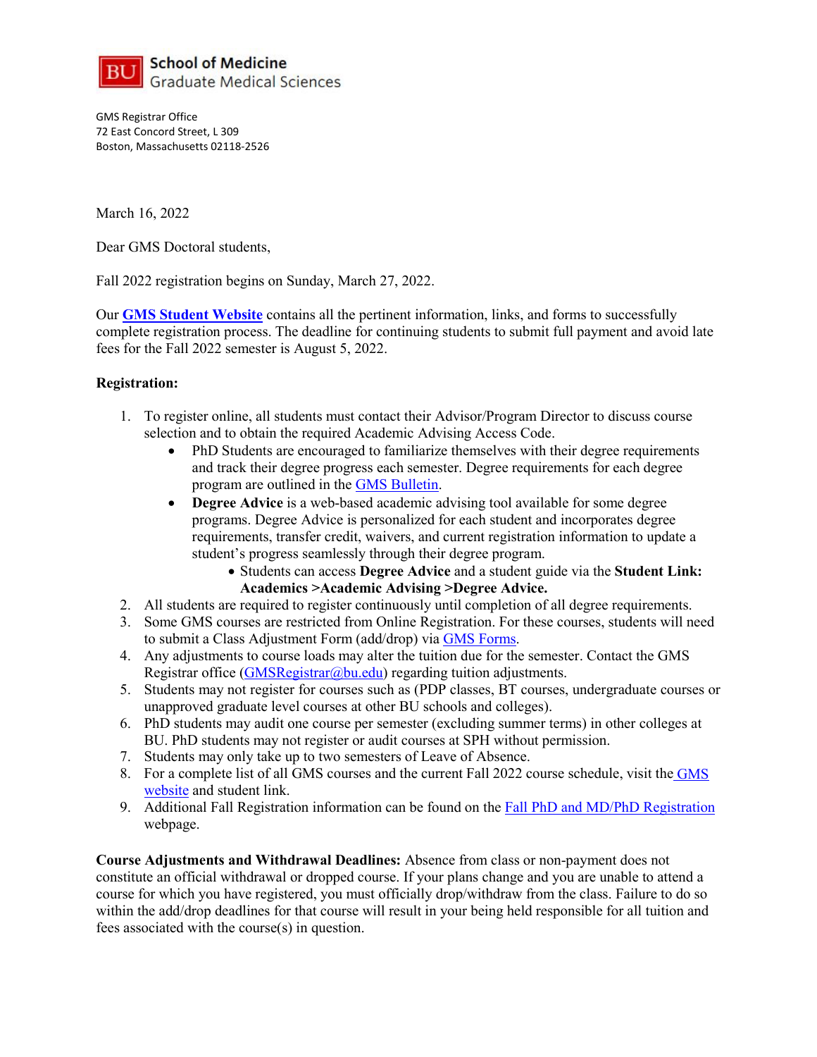**BU School of Medicine**
Graduate Medical Sciences

GMS Registrar Office
72 East Concord Street, L 309
Boston, Massachusetts 02118-2526

March 16, 2022

Dear GMS Doctoral students,

Fall 2022 registration begins on Sunday, March 27, 2022.

Our **GMS Student Website** contains all the pertinent information, links, and forms to successfully complete registration process. The deadline for continuing students to submit full payment and avoid late fees for the Fall 2022 semester is August 5, 2022.

**Registration:**

1. To register online, all students must contact their Advisor/Program Director to discuss course selection and to obtain the required Academic Advising Access Code.
   - PhD Students are encouraged to familiarize themselves with their degree requirements and track their degree progress each semester. Degree requirements for each degree program are outlined in the GMS Bulletin.
   - **Degree Advice** is a web-based academic advising tool available for some degree programs. Degree Advice is personalized for each student and incorporates degree requirements, transfer credit, waivers, and current registration information to update a student's progress seamlessly through their degree program.
     - Students can access **Degree Advice** and a student guide via the **Student Link: Academics >Academic Advising >Degree Advice.**
2. All students are required to register continuously until completion of all degree requirements.
3. Some GMS courses are restricted from Online Registration. For these courses, students will need to submit a Class Adjustment Form (add/drop) via GMS Forms.
4. Any adjustments to course loads may alter the tuition due for the semester. Contact the GMS Registrar office (GMSRegistrar@bu.edu) regarding tuition adjustments.
5. Students may not register for courses such as (PDP classes, BT courses, undergraduate courses or unapproved graduate level courses at other BU schools and colleges).
6. PhD students may audit one course per semester (excluding summer terms) in other colleges at BU. PhD students may not register or audit courses at SPH without permission.
7. Students may only take up to two semesters of Leave of Absence.
8. For a complete list of all GMS courses and the current Fall 2022 course schedule, visit the GMS website and student link.
9. Additional Fall Registration information can be found on the Fall PhD and MD/PhD Registration webpage.

**Course Adjustments and Withdrawal Deadlines:** Absence from class or non-payment does not constitute an official withdrawal or dropped course. If your plans change and you are unable to attend a course for which you have registered, you must officially drop/withdraw from the class. Failure to do so within the add/drop deadlines for that course will result in your being held responsible for all tuition and fees associated with the course(s) in question.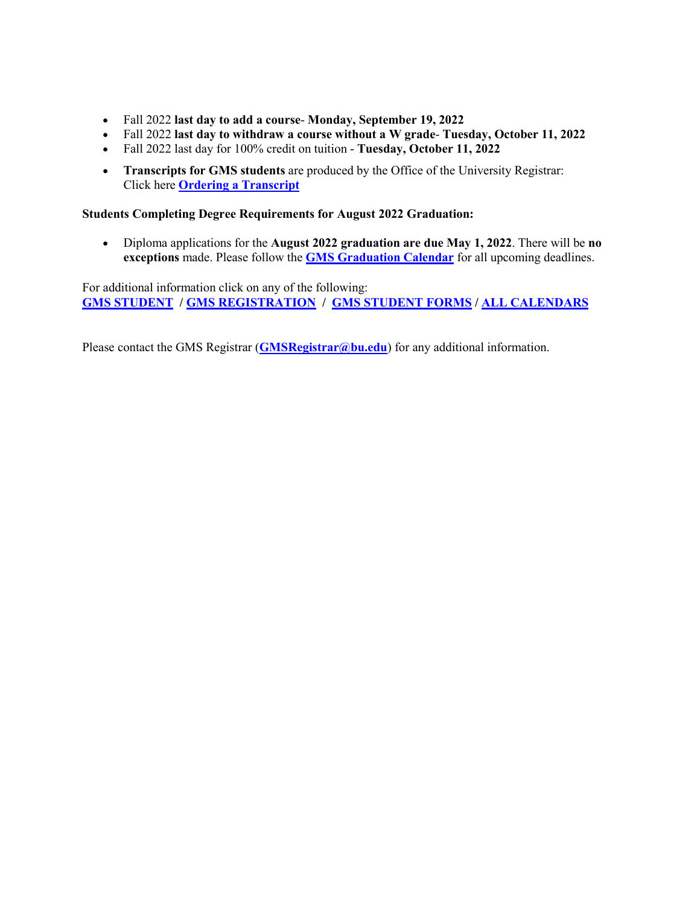- Fall 2022 **last day to add a course**- **Monday, September 19, 2022**
- Fall 2022 **last day to withdraw a course without a W grade**- **Tuesday, October 11, 2022**
- Fall 2022 last day for 100% credit on tuition - **Tuesday, October 11, 2022**
- **Transcripts for GMS students** are produced by the Office of the University Registrar: Click here **Ordering a Transcript**

**Students Completing Degree Requirements for August 2022 Graduation:**

- Diploma applications for the **August 2022 graduation are due May 1, 2022**. There will be **no exceptions** made. Please follow the **GMS Graduation Calendar** for all upcoming deadlines.

For additional information click on any of the following:
**GMS STUDENT / GMS REGISTRATION / GMS STUDENT FORMS / ALL CALENDARS**

Please contact the GMS Registrar (**GMSRegistrar@bu.edu**) for any additional information.